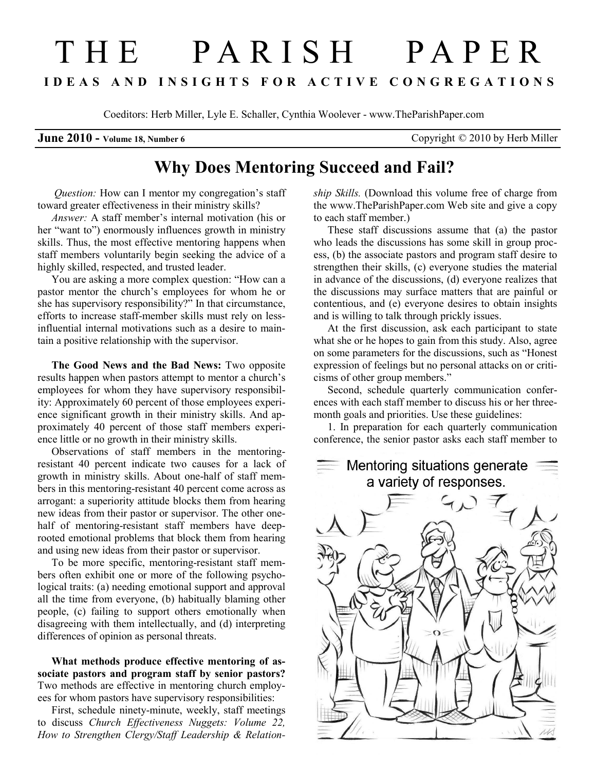# THE PARISH PAPER

**IDEAS AND INSIGHTS FOR ACTIVE CONGREGATIONS**

Coeditors: Herb Miller, Lyle E. Schaller, Cynthia Woolever - www.TheParishPaper.com

**June 2010 - Volume 18, Number 6** Copyright © 2010 by Herb Miller

## Why Does Mentoring Succeed and Fail?

*Question:* How can I mentor my congregation's staff toward greater effectiveness in their ministry skills?

*Answer:* A staff member's internal motivation (his or her "want to") enormously influences growth in ministry skills. Thus, the most effective mentoring happens when staff members voluntarily begin seeking the advice of a highly skilled, respected, and trusted leader.

You are asking a more complex question: "How can a pastor mentor the church's employees for whom he or she has supervisory responsibility?" In that circumstance, efforts to increase staff-member skills must rely on less-influential internal motivations such as a desire to maintain a positive relationship with the supervisor.

**The Good News and the Bad News:** Two opposite results happen when pastors attempt to mentor a church's employees for whom they have supervisory responsibility: Approximately 60 percent of those employees experience significant growth in their ministry skills. And approximately 40 percent of those staff members experience little or no growth in their ministry skills.

Observations of staff members in the mentoring-resistant 40 percent indicate two causes for a lack of growth in ministry skills. About one-half of staff members in this mentoring-resistant 40 percent come across as arrogant: a superiority attitude blocks them from hearing new ideas from their pastor or supervisor. The other one-half of mentoring-resistant staff members have deep-rooted emotional problems that block them from hearing and using new ideas from their pastor or supervisor.

To be more specific, mentoring-resistant staff members often exhibit one or more of the following psychological traits: (a) needing emotional support and approval all the time from everyone, (b) habitually blaming other people, (c) failing to support others emotionally when disagreeing with them intellectually, and (d) interpreting differences of opinion as personal threats.

**What methods produce effective mentoring of associate pastors and program staff by senior pastors?** Two methods are effective in mentoring church employees for whom pastors have supervisory responsibilities:

First, schedule ninety-minute, weekly, staff meetings to discuss *Church Effectiveness Nuggets: Volume 22, How to Strengthen Clergy/Staff Leadership & Relationship Skills.* (Download this volume free of charge from the www.TheParishPaper.com Web site and give a copy to each staff member.)

These staff discussions assume that (a) the pastor who leads the discussions has some skill in group process, (b) the associate pastors and program staff desire to strengthen their skills, (c) everyone studies the material in advance of the discussions, (d) everyone realizes that the discussions may surface matters that are painful or contentious, and (e) everyone desires to obtain insights and is willing to talk through prickly issues.

At the first discussion, ask each participant to state what she or he hopes to gain from this study. Also, agree on some parameters for the discussions, such as "Honest expression of feelings but no personal attacks on or criticisms of other group members."

Second, schedule quarterly communication conferences with each staff member to discuss his or her three-month goals and priorities. Use these guidelines:

1. In preparation for each quarterly communication conference, the senior pastor asks each staff member to

Mentoring situations generate a variety of responses.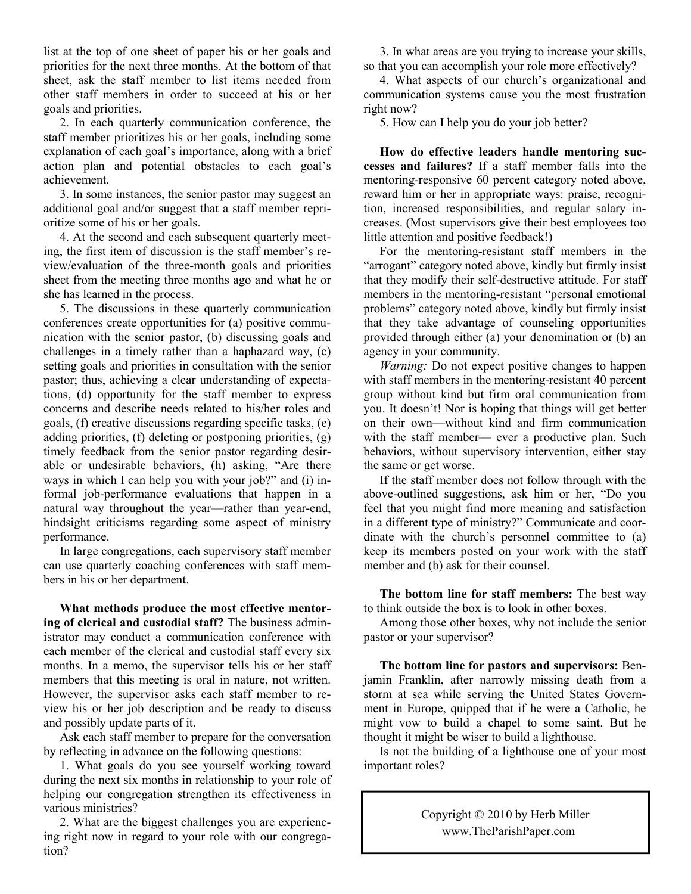list at the top of one sheet of paper his or her goals and priorities for the next three months. At the bottom of that sheet, ask the staff member to list items needed from other staff members in order to succeed at his or her goals and priorities.

2. In each quarterly communication conference, the staff member prioritizes his or her goals, including some explanation of each goal's importance, along with a brief action plan and potential obstacles to each goal's achievement.

3. In some instances, the senior pastor may suggest an additional goal and/or suggest that a staff member reprioritize some of his or her goals.

4. At the second and each subsequent quarterly meeting, the first item of discussion is the staff member's review/evaluation of the three-month goals and priorities sheet from the meeting three months ago and what he or she has learned in the process.

5. The discussions in these quarterly communication conferences create opportunities for (a) positive communication with the senior pastor, (b) discussing goals and challenges in a timely rather than a haphazard way, (c) setting goals and priorities in consultation with the senior pastor; thus, achieving a clear understanding of expectations, (d) opportunity for the staff member to express concerns and describe needs related to his/her roles and goals, (f) creative discussions regarding specific tasks, (e) adding priorities, (f) deleting or postponing priorities, (g) timely feedback from the senior pastor regarding desirable or undesirable behaviors, (h) asking, "Are there ways in which I can help you with your job?" and (i) informal job-performance evaluations that happen in a natural way throughout the year—rather than year-end, hindsight criticisms regarding some aspect of ministry performance.

In large congregations, each supervisory staff member can use quarterly coaching conferences with staff members in his or her department.

**What methods produce the most effective mentoring of clerical and custodial staff?** The business administrator may conduct a communication conference with each member of the clerical and custodial staff every six months. In a memo, the supervisor tells his or her staff members that this meeting is oral in nature, not written. However, the supervisor asks each staff member to review his or her job description and be ready to discuss and possibly update parts of it.

Ask each staff member to prepare for the conversation by reflecting in advance on the following questions:

1. What goals do you see yourself working toward during the next six months in relationship to your role of helping our congregation strengthen its effectiveness in various ministries?

2. What are the biggest challenges you are experiencing right now in regard to your role with our congregation?

3. In what areas are you trying to increase your skills, so that you can accomplish your role more effectively?

4. What aspects of our church's organizational and communication systems cause you the most frustration right now?

5. How can I help you do your job better?

**How do effective leaders handle mentoring successes and failures?** If a staff member falls into the mentoring-responsive 60 percent category noted above, reward him or her in appropriate ways: praise, recognition, increased responsibilities, and regular salary increases. (Most supervisors give their best employees too little attention and positive feedback!)

For the mentoring-resistant staff members in the "arrogant" category noted above, kindly but firmly insist that they modify their self-destructive attitude. For staff members in the mentoring-resistant "personal emotional problems" category noted above, kindly but firmly insist that they take advantage of counseling opportunities provided through either (a) your denomination or (b) an agency in your community.

*Warning:* Do not expect positive changes to happen with staff members in the mentoring-resistant 40 percent group without kind but firm oral communication from you. It doesn't! Nor is hoping that things will get better on their own—without kind and firm communication with the staff member— ever a productive plan. Such behaviors, without supervisory intervention, either stay the same or get worse.

If the staff member does not follow through with the above-outlined suggestions, ask him or her, "Do you feel that you might find more meaning and satisfaction in a different type of ministry?" Communicate and coordinate with the church's personnel committee to (a) keep its members posted on your work with the staff member and (b) ask for their counsel.

**The bottom line for staff members:** The best way to think outside the box is to look in other boxes.

Among those other boxes, why not include the senior pastor or your supervisor?

**The bottom line for pastors and supervisors:** Benjamin Franklin, after narrowly missing death from a storm at sea while serving the United States Government in Europe, quipped that if he were a Catholic, he might vow to build a chapel to some saint. But he thought it might be wiser to build a lighthouse.

Is not the building of a lighthouse one of your most important roles?

Copyright © 2010 by Herb Miller
www.TheParishPaper.com